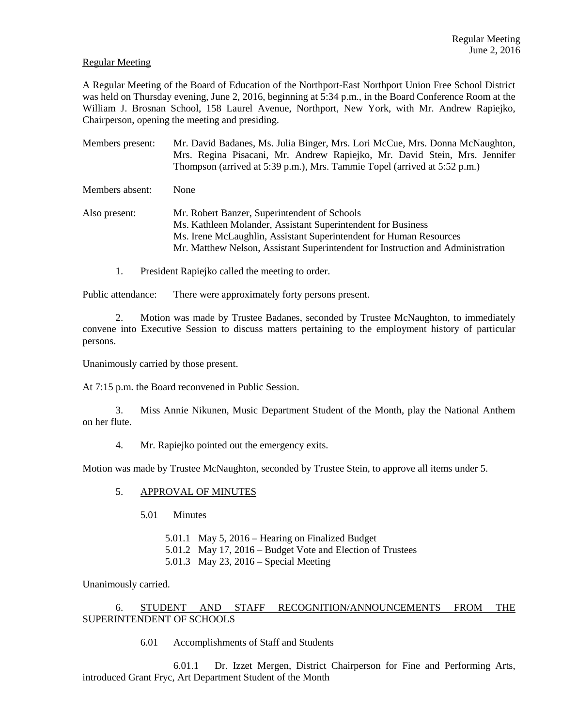Regular Meeting

A Regular Meeting of the Board of Education of the Northport-East Northport Union Free School District was held on Thursday evening, June 2, 2016, beginning at 5:34 p.m., in the Board Conference Room at the William J. Brosnan School, 158 Laurel Avenue, Northport, New York, with Mr. Andrew Rapiejko, Chairperson, opening the meeting and presiding.

Members present: Mr. David Badanes, Ms. Julia Binger, Mrs. Lori McCue, Mrs. Donna McNaughton, Mrs. Regina Pisacani, Mr. Andrew Rapiejko, Mr. David Stein, Mrs. Jennifer Thompson (arrived at 5:39 p.m.), Mrs. Tammie Topel (arrived at 5:52 p.m.)

Members absent: None

Also present: Mr. Robert Banzer, Superintendent of Schools
Ms. Kathleen Molander, Assistant Superintendent for Business
Ms. Irene McLaughlin, Assistant Superintendent for Human Resources
Mr. Matthew Nelson, Assistant Superintendent for Instruction and Administration

1. President Rapiejko called the meeting to order.

Public attendance: There were approximately forty persons present.

2. Motion was made by Trustee Badanes, seconded by Trustee McNaughton, to immediately convene into Executive Session to discuss matters pertaining to the employment history of particular persons.

Unanimously carried by those present.

At 7:15 p.m. the Board reconvened in Public Session.

3. Miss Annie Nikunen, Music Department Student of the Month, play the National Anthem on her flute.

4. Mr. Rapiejko pointed out the emergency exits.

Motion was made by Trustee McNaughton, seconded by Trustee Stein, to approve all items under 5.

5. APPROVAL OF MINUTES

5.01 Minutes

5.01.1 May 5, 2016 – Hearing on Finalized Budget
5.01.2 May 17, 2016 – Budget Vote and Election of Trustees
5.01.3 May 23, 2016 – Special Meeting

Unanimously carried.

6. STUDENT AND STAFF RECOGNITION/ANNOUNCEMENTS FROM THE SUPERINTENDENT OF SCHOOLS

6.01 Accomplishments of Staff and Students

6.01.1 Dr. Izzet Mergen, District Chairperson for Fine and Performing Arts, introduced Grant Fryc, Art Department Student of the Month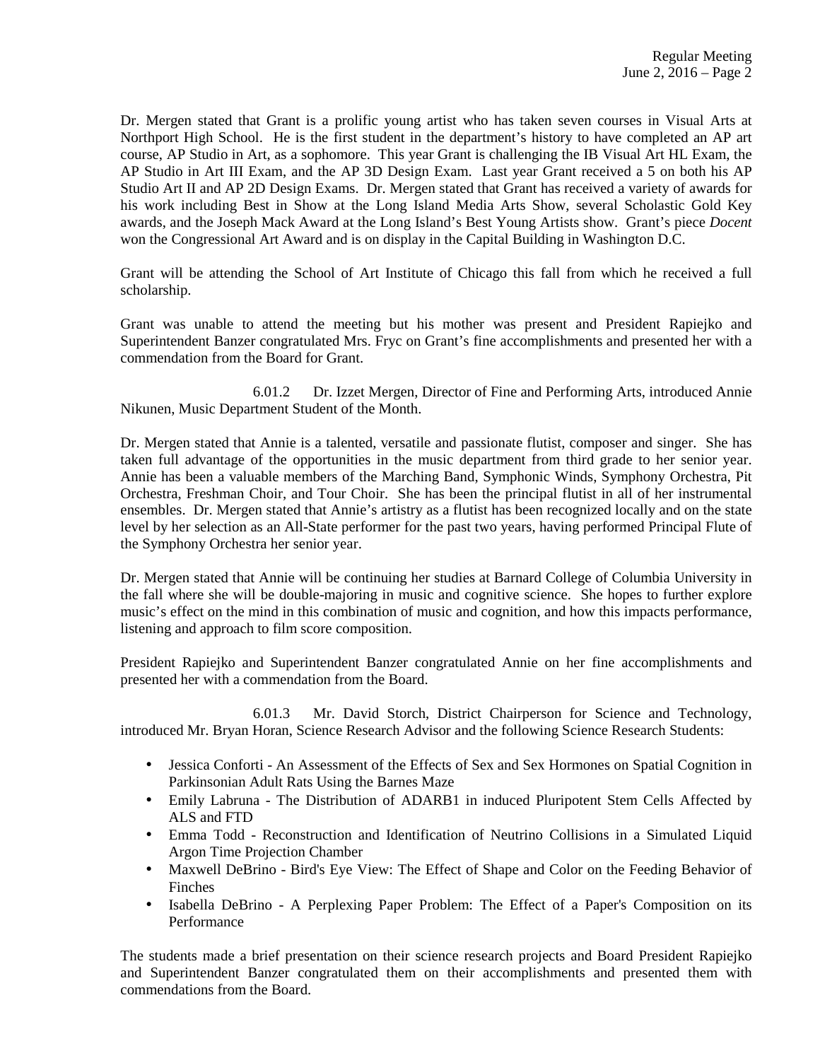Dr. Mergen stated that Grant is a prolific young artist who has taken seven courses in Visual Arts at Northport High School. He is the first student in the department's history to have completed an AP art course, AP Studio in Art, as a sophomore. This year Grant is challenging the IB Visual Art HL Exam, the AP Studio in Art III Exam, and the AP 3D Design Exam. Last year Grant received a 5 on both his AP Studio Art II and AP 2D Design Exams. Dr. Mergen stated that Grant has received a variety of awards for his work including Best in Show at the Long Island Media Arts Show, several Scholastic Gold Key awards, and the Joseph Mack Award at the Long Island's Best Young Artists show. Grant's piece *Docent* won the Congressional Art Award and is on display in the Capital Building in Washington D.C.

Grant will be attending the School of Art Institute of Chicago this fall from which he received a full scholarship.

Grant was unable to attend the meeting but his mother was present and President Rapiejko and Superintendent Banzer congratulated Mrs. Fryc on Grant's fine accomplishments and presented her with a commendation from the Board for Grant.

6.01.2 Dr. Izzet Mergen, Director of Fine and Performing Arts, introduced Annie Nikunen, Music Department Student of the Month.

Dr. Mergen stated that Annie is a talented, versatile and passionate flutist, composer and singer. She has taken full advantage of the opportunities in the music department from third grade to her senior year. Annie has been a valuable members of the Marching Band, Symphonic Winds, Symphony Orchestra, Pit Orchestra, Freshman Choir, and Tour Choir. She has been the principal flutist in all of her instrumental ensembles. Dr. Mergen stated that Annie's artistry as a flutist has been recognized locally and on the state level by her selection as an All-State performer for the past two years, having performed Principal Flute of the Symphony Orchestra her senior year.

Dr. Mergen stated that Annie will be continuing her studies at Barnard College of Columbia University in the fall where she will be double-majoring in music and cognitive science. She hopes to further explore music's effect on the mind in this combination of music and cognition, and how this impacts performance, listening and approach to film score composition.

President Rapiejko and Superintendent Banzer congratulated Annie on her fine accomplishments and presented her with a commendation from the Board.

6.01.3 Mr. David Storch, District Chairperson for Science and Technology, introduced Mr. Bryan Horan, Science Research Advisor and the following Science Research Students:

- Jessica Conforti - An Assessment of the Effects of Sex and Sex Hormones on Spatial Cognition in Parkinsonian Adult Rats Using the Barnes Maze
- Emily Labruna - The Distribution of ADARB1 in induced Pluripotent Stem Cells Affected by ALS and FTD
- Emma Todd - Reconstruction and Identification of Neutrino Collisions in a Simulated Liquid Argon Time Projection Chamber
- Maxwell DeBrino - Bird's Eye View: The Effect of Shape and Color on the Feeding Behavior of Finches
- Isabella DeBrino - A Perplexing Paper Problem: The Effect of a Paper's Composition on its Performance

The students made a brief presentation on their science research projects and Board President Rapiejko and Superintendent Banzer congratulated them on their accomplishments and presented them with commendations from the Board.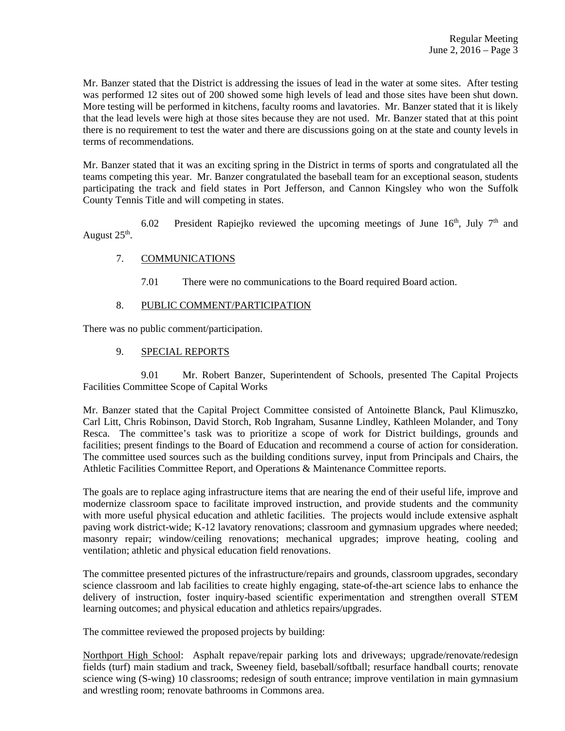Mr. Banzer stated that the District is addressing the issues of lead in the water at some sites. After testing was performed 12 sites out of 200 showed some high levels of lead and those sites have been shut down. More testing will be performed in kitchens, faculty rooms and lavatories. Mr. Banzer stated that it is likely that the lead levels were high at those sites because they are not used. Mr. Banzer stated that at this point there is no requirement to test the water and there are discussions going on at the state and county levels in terms of recommendations.

Mr. Banzer stated that it was an exciting spring in the District in terms of sports and congratulated all the teams competing this year. Mr. Banzer congratulated the baseball team for an exceptional season, students participating the track and field states in Port Jefferson, and Cannon Kingsley who won the Suffolk County Tennis Title and will competing in states.

6.02 President Rapiejko reviewed the upcoming meetings of June 16th, July 7th and August 25th.

7. COMMUNICATIONS

7.01 There were no communications to the Board required Board action.

8. PUBLIC COMMENT/PARTICIPATION

There was no public comment/participation.

9. SPECIAL REPORTS

9.01 Mr. Robert Banzer, Superintendent of Schools, presented The Capital Projects Facilities Committee Scope of Capital Works

Mr. Banzer stated that the Capital Project Committee consisted of Antoinette Blanck, Paul Klimuszko, Carl Litt, Chris Robinson, David Storch, Rob Ingraham, Susanne Lindley, Kathleen Molander, and Tony Resca. The committee's task was to prioritize a scope of work for District buildings, grounds and facilities; present findings to the Board of Education and recommend a course of action for consideration. The committee used sources such as the building conditions survey, input from Principals and Chairs, the Athletic Facilities Committee Report, and Operations & Maintenance Committee reports.

The goals are to replace aging infrastructure items that are nearing the end of their useful life, improve and modernize classroom space to facilitate improved instruction, and provide students and the community with more useful physical education and athletic facilities. The projects would include extensive asphalt paving work district-wide; K-12 lavatory renovations; classroom and gymnasium upgrades where needed; masonry repair; window/ceiling renovations; mechanical upgrades; improve heating, cooling and ventilation; athletic and physical education field renovations.

The committee presented pictures of the infrastructure/repairs and grounds, classroom upgrades, secondary science classroom and lab facilities to create highly engaging, state-of-the-art science labs to enhance the delivery of instruction, foster inquiry-based scientific experimentation and strengthen overall STEM learning outcomes; and physical education and athletics repairs/upgrades.

The committee reviewed the proposed projects by building:

Northport High School: Asphalt repave/repair parking lots and driveways; upgrade/renovate/redesign fields (turf) main stadium and track, Sweeney field, baseball/softball; resurface handball courts; renovate science wing (S-wing) 10 classrooms; redesign of south entrance; improve ventilation in main gymnasium and wrestling room; renovate bathrooms in Commons area.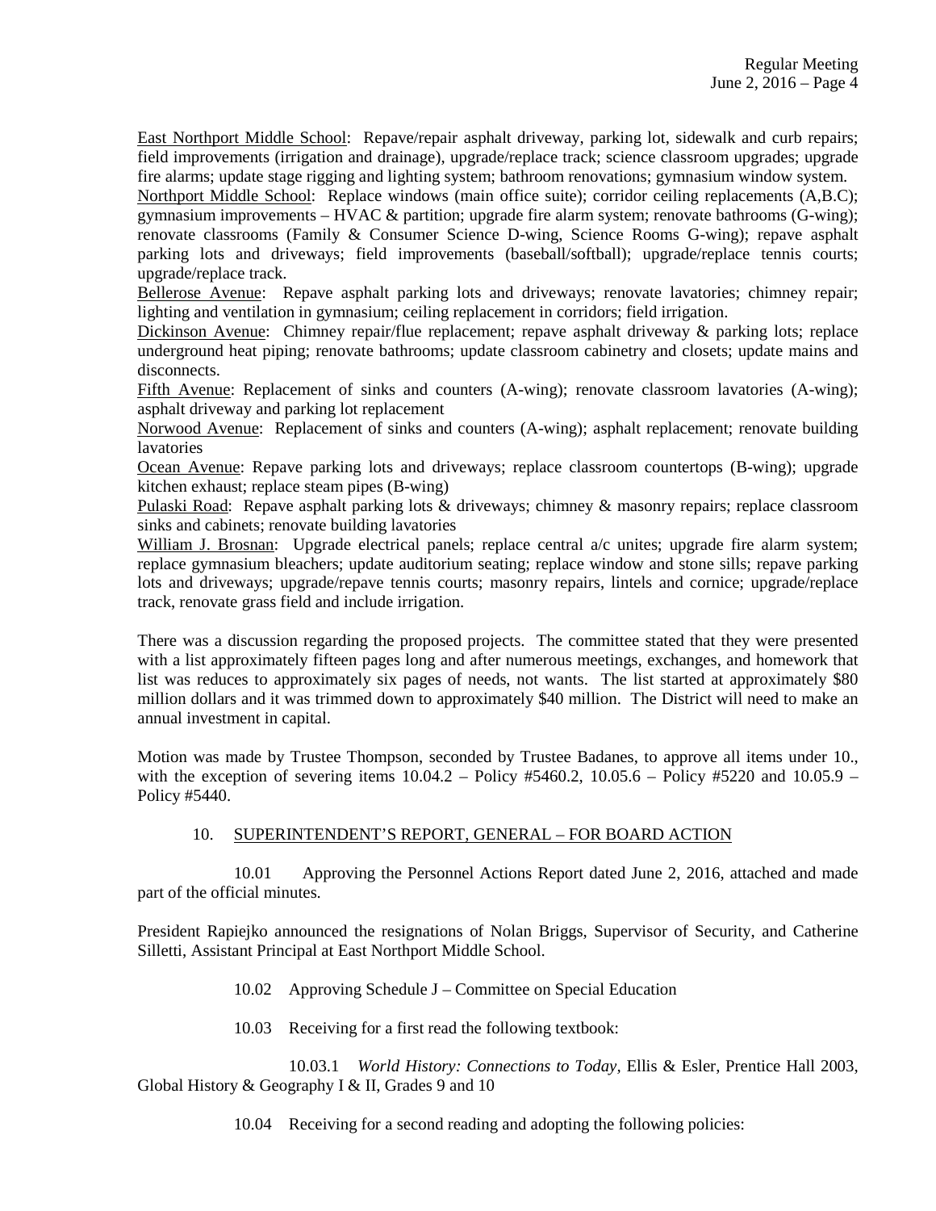East Northport Middle School: Repave/repair asphalt driveway, parking lot, sidewalk and curb repairs; field improvements (irrigation and drainage), upgrade/replace track; science classroom upgrades; upgrade fire alarms; update stage rigging and lighting system; bathroom renovations; gymnasium window system.

Northport Middle School: Replace windows (main office suite); corridor ceiling replacements (A,B.C); gymnasium improvements – HVAC & partition; upgrade fire alarm system; renovate bathrooms (G-wing); renovate classrooms (Family & Consumer Science D-wing, Science Rooms G-wing); repave asphalt parking lots and driveways; field improvements (baseball/softball); upgrade/replace tennis courts; upgrade/replace track.

Bellerose Avenue: Repave asphalt parking lots and driveways; renovate lavatories; chimney repair; lighting and ventilation in gymnasium; ceiling replacement in corridors; field irrigation.

Dickinson Avenue: Chimney repair/flue replacement; repave asphalt driveway & parking lots; replace underground heat piping; renovate bathrooms; update classroom cabinetry and closets; update mains and disconnects.

Fifth Avenue: Replacement of sinks and counters (A-wing); renovate classroom lavatories (A-wing); asphalt driveway and parking lot replacement

Norwood Avenue: Replacement of sinks and counters (A-wing); asphalt replacement; renovate building lavatories

Ocean Avenue: Repave parking lots and driveways; replace classroom countertops (B-wing); upgrade kitchen exhaust; replace steam pipes (B-wing)

Pulaski Road: Repave asphalt parking lots & driveways; chimney & masonry repairs; replace classroom sinks and cabinets; renovate building lavatories

William J. Brosnan: Upgrade electrical panels; replace central a/c unites; upgrade fire alarm system; replace gymnasium bleachers; update auditorium seating; replace window and stone sills; repave parking lots and driveways; upgrade/repave tennis courts; masonry repairs, lintels and cornice; upgrade/replace track, renovate grass field and include irrigation.

There was a discussion regarding the proposed projects. The committee stated that they were presented with a list approximately fifteen pages long and after numerous meetings, exchanges, and homework that list was reduces to approximately six pages of needs, not wants. The list started at approximately $80 million dollars and it was trimmed down to approximately $40 million. The District will need to make an annual investment in capital.

Motion was made by Trustee Thompson, seconded by Trustee Badanes, to approve all items under 10., with the exception of severing items 10.04.2 – Policy #5460.2, 10.05.6 – Policy #5220 and 10.05.9 – Policy #5440.

10. SUPERINTENDENT'S REPORT, GENERAL – FOR BOARD ACTION

10.01 Approving the Personnel Actions Report dated June 2, 2016, attached and made part of the official minutes.

President Rapiejko announced the resignations of Nolan Briggs, Supervisor of Security, and Catherine Silletti, Assistant Principal at East Northport Middle School.

10.02 Approving Schedule J – Committee on Special Education

10.03 Receiving for a first read the following textbook:

10.03.1 *World History: Connections to Today*, Ellis & Esler, Prentice Hall 2003, Global History & Geography I & II, Grades 9 and 10

10.04 Receiving for a second reading and adopting the following policies: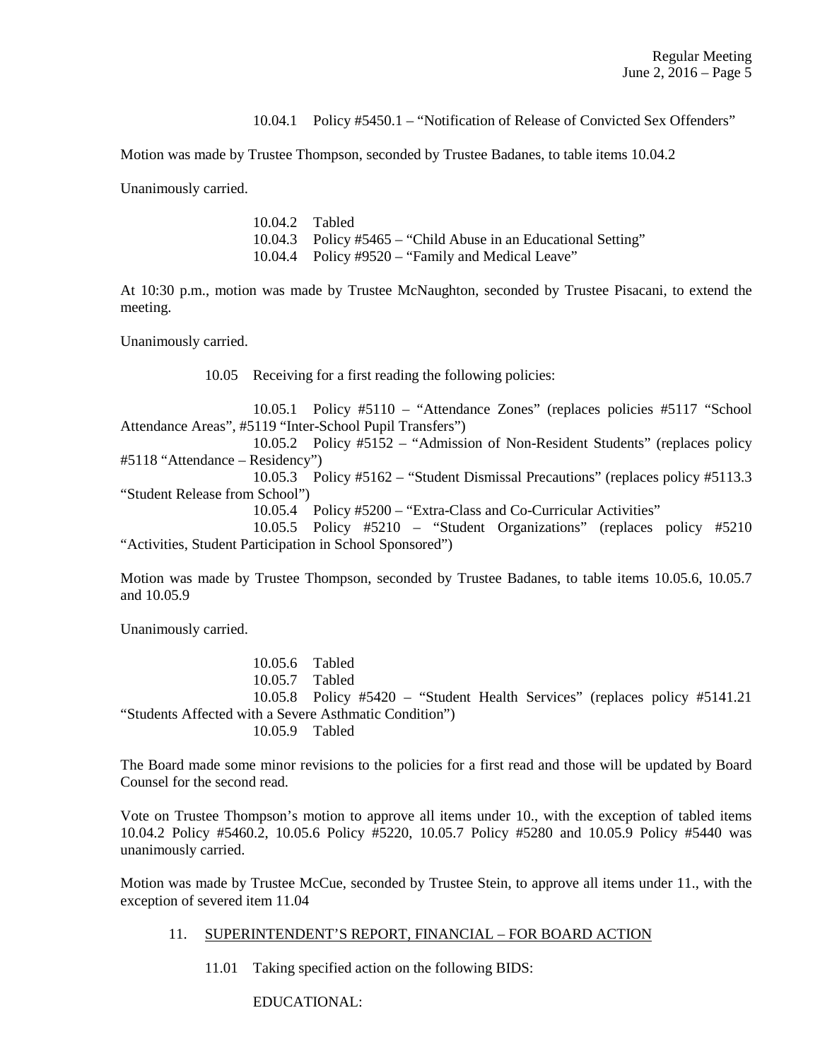10.04.1 Policy #5450.1 – "Notification of Release of Convicted Sex Offenders"

Motion was made by Trustee Thompson, seconded by Trustee Badanes, to table items 10.04.2

Unanimously carried.

10.04.2 Tabled
10.04.3 Policy #5465 – "Child Abuse in an Educational Setting"
10.04.4 Policy #9520 – "Family and Medical Leave"

At 10:30 p.m., motion was made by Trustee McNaughton, seconded by Trustee Pisacani, to extend the meeting.

Unanimously carried.

10.05 Receiving for a first reading the following policies:

10.05.1 Policy #5110 – "Attendance Zones" (replaces policies #5117 "School Attendance Areas", #5119 "Inter-School Pupil Transfers")
10.05.2 Policy #5152 – "Admission of Non-Resident Students" (replaces policy #5118 "Attendance – Residency")
10.05.3 Policy #5162 – "Student Dismissal Precautions" (replaces policy #5113.3 "Student Release from School")
10.05.4 Policy #5200 – "Extra-Class and Co-Curricular Activities"
10.05.5 Policy #5210 – "Student Organizations" (replaces policy #5210 "Activities, Student Participation in School Sponsored")

Motion was made by Trustee Thompson, seconded by Trustee Badanes, to table items 10.05.6, 10.05.7 and 10.05.9

Unanimously carried.

10.05.6 Tabled
10.05.7 Tabled
10.05.8 Policy #5420 – "Student Health Services" (replaces policy #5141.21 "Students Affected with a Severe Asthmatic Condition")
10.05.9 Tabled

The Board made some minor revisions to the policies for a first read and those will be updated by Board Counsel for the second read.

Vote on Trustee Thompson's motion to approve all items under 10., with the exception of tabled items 10.04.2 Policy #5460.2, 10.05.6 Policy #5220, 10.05.7 Policy #5280 and 10.05.9 Policy #5440 was unanimously carried.

Motion was made by Trustee McCue, seconded by Trustee Stein, to approve all items under 11., with the exception of severed item 11.04

11. SUPERINTENDENT'S REPORT, FINANCIAL – FOR BOARD ACTION

11.01 Taking specified action on the following BIDS:

EDUCATIONAL: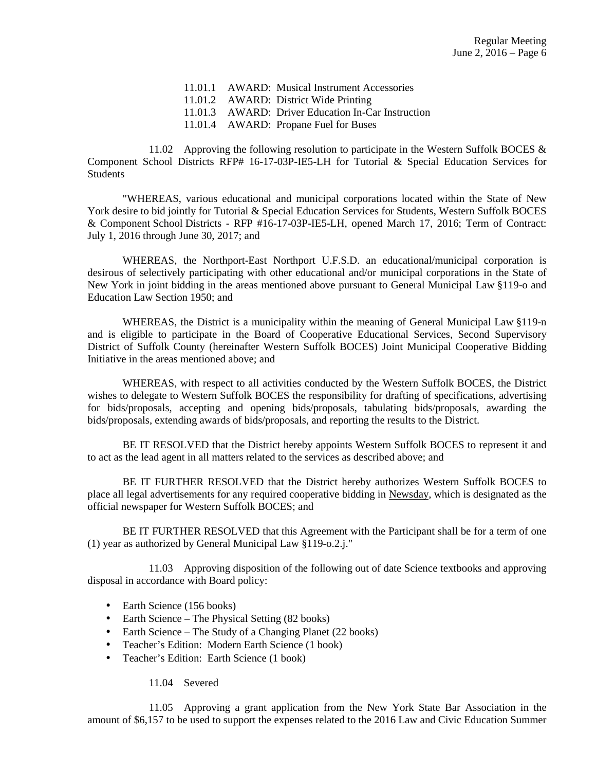11.01.1 AWARD: Musical Instrument Accessories
11.01.2 AWARD: District Wide Printing
11.01.3 AWARD: Driver Education In-Car Instruction
11.01.4 AWARD: Propane Fuel for Buses

11.02 Approving the following resolution to participate in the Western Suffolk BOCES & Component School Districts RFP# 16-17-03P-IE5-LH for Tutorial & Special Education Services for Students

"WHEREAS, various educational and municipal corporations located within the State of New York desire to bid jointly for Tutorial & Special Education Services for Students, Western Suffolk BOCES & Component School Districts - RFP #16-17-03P-IE5-LH, opened March 17, 2016; Term of Contract: July 1, 2016 through June 30, 2017; and

WHEREAS, the Northport-East Northport U.F.S.D. an educational/municipal corporation is desirous of selectively participating with other educational and/or municipal corporations in the State of New York in joint bidding in the areas mentioned above pursuant to General Municipal Law §119-o and Education Law Section 1950; and

WHEREAS, the District is a municipality within the meaning of General Municipal Law §119-n and is eligible to participate in the Board of Cooperative Educational Services, Second Supervisory District of Suffolk County (hereinafter Western Suffolk BOCES) Joint Municipal Cooperative Bidding Initiative in the areas mentioned above; and

WHEREAS, with respect to all activities conducted by the Western Suffolk BOCES, the District wishes to delegate to Western Suffolk BOCES the responsibility for drafting of specifications, advertising for bids/proposals, accepting and opening bids/proposals, tabulating bids/proposals, awarding the bids/proposals, extending awards of bids/proposals, and reporting the results to the District.

BE IT RESOLVED that the District hereby appoints Western Suffolk BOCES to represent it and to act as the lead agent in all matters related to the services as described above; and

BE IT FURTHER RESOLVED that the District hereby authorizes Western Suffolk BOCES to place all legal advertisements for any required cooperative bidding in Newsday, which is designated as the official newspaper for Western Suffolk BOCES; and

BE IT FURTHER RESOLVED that this Agreement with the Participant shall be for a term of one (1) year as authorized by General Municipal Law §119-o.2.j."

11.03 Approving disposition of the following out of date Science textbooks and approving disposal in accordance with Board policy:

- Earth Science (156 books)
- Earth Science – The Physical Setting (82 books)
- Earth Science – The Study of a Changing Planet (22 books)
- Teacher's Edition: Modern Earth Science (1 book)
- Teacher's Edition: Earth Science (1 book)

11.04 Severed

11.05 Approving a grant application from the New York State Bar Association in the amount of $6,157 to be used to support the expenses related to the 2016 Law and Civic Education Summer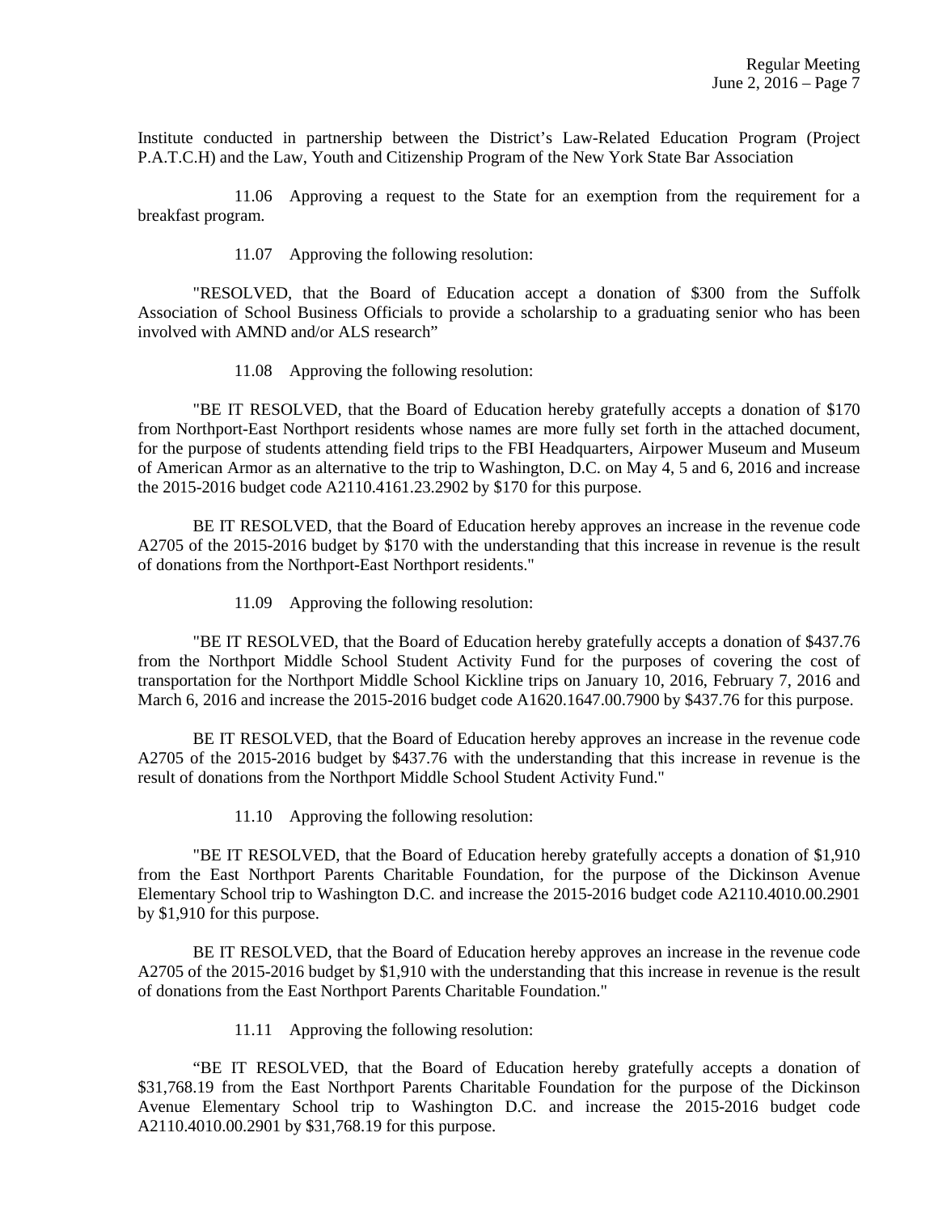Institute conducted in partnership between the District's Law-Related Education Program (Project P.A.T.C.H) and the Law, Youth and Citizenship Program of the New York State Bar Association

11.06 Approving a request to the State for an exemption from the requirement for a breakfast program.

11.07 Approving the following resolution:

"RESOLVED, that the Board of Education accept a donation of $300 from the Suffolk Association of School Business Officials to provide a scholarship to a graduating senior who has been involved with AMND and/or ALS research"

11.08 Approving the following resolution:

"BE IT RESOLVED, that the Board of Education hereby gratefully accepts a donation of $170 from Northport-East Northport residents whose names are more fully set forth in the attached document, for the purpose of students attending field trips to the FBI Headquarters, Airpower Museum and Museum of American Armor as an alternative to the trip to Washington, D.C. on May 4, 5 and 6, 2016 and increase the 2015-2016 budget code A2110.4161.23.2902 by $170 for this purpose.

BE IT RESOLVED, that the Board of Education hereby approves an increase in the revenue code A2705 of the 2015-2016 budget by $170 with the understanding that this increase in revenue is the result of donations from the Northport-East Northport residents."

11.09 Approving the following resolution:

"BE IT RESOLVED, that the Board of Education hereby gratefully accepts a donation of $437.76 from the Northport Middle School Student Activity Fund for the purposes of covering the cost of transportation for the Northport Middle School Kickline trips on January 10, 2016, February 7, 2016 and March 6, 2016 and increase the 2015-2016 budget code A1620.1647.00.7900 by $437.76 for this purpose.

BE IT RESOLVED, that the Board of Education hereby approves an increase in the revenue code A2705 of the 2015-2016 budget by $437.76 with the understanding that this increase in revenue is the result of donations from the Northport Middle School Student Activity Fund."

11.10 Approving the following resolution:

"BE IT RESOLVED, that the Board of Education hereby gratefully accepts a donation of $1,910 from the East Northport Parents Charitable Foundation, for the purpose of the Dickinson Avenue Elementary School trip to Washington D.C. and increase the 2015-2016 budget code A2110.4010.00.2901 by $1,910 for this purpose.

BE IT RESOLVED, that the Board of Education hereby approves an increase in the revenue code A2705 of the 2015-2016 budget by $1,910 with the understanding that this increase in revenue is the result of donations from the East Northport Parents Charitable Foundation."

11.11 Approving the following resolution:

"BE IT RESOLVED, that the Board of Education hereby gratefully accepts a donation of $31,768.19 from the East Northport Parents Charitable Foundation for the purpose of the Dickinson Avenue Elementary School trip to Washington D.C. and increase the 2015-2016 budget code A2110.4010.00.2901 by $31,768.19 for this purpose.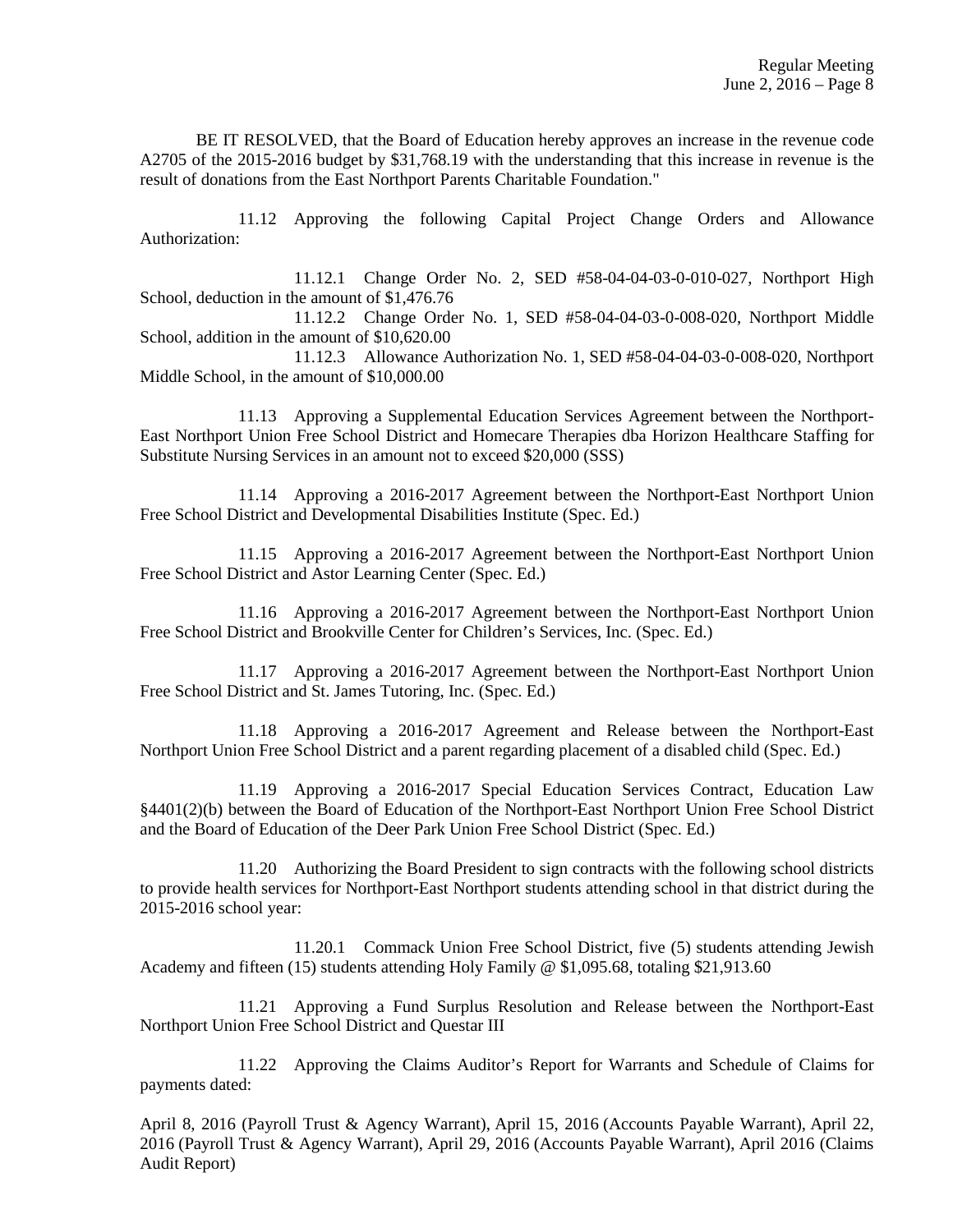BE IT RESOLVED, that the Board of Education hereby approves an increase in the revenue code A2705 of the 2015-2016 budget by $31,768.19 with the understanding that this increase in revenue is the result of donations from the East Northport Parents Charitable Foundation."

11.12 Approving the following Capital Project Change Orders and Allowance Authorization:

11.12.1 Change Order No. 2, SED #58-04-04-03-0-010-027, Northport High School, deduction in the amount of $1,476.76

11.12.2 Change Order No. 1, SED #58-04-04-03-0-008-020, Northport Middle School, addition in the amount of $10,620.00

11.12.3 Allowance Authorization No. 1, SED #58-04-04-03-0-008-020, Northport Middle School, in the amount of $10,000.00

11.13 Approving a Supplemental Education Services Agreement between the Northport-East Northport Union Free School District and Homecare Therapies dba Horizon Healthcare Staffing for Substitute Nursing Services in an amount not to exceed $20,000 (SSS)

11.14 Approving a 2016-2017 Agreement between the Northport-East Northport Union Free School District and Developmental Disabilities Institute (Spec. Ed.)

11.15 Approving a 2016-2017 Agreement between the Northport-East Northport Union Free School District and Astor Learning Center (Spec. Ed.)

11.16 Approving a 2016-2017 Agreement between the Northport-East Northport Union Free School District and Brookville Center for Children's Services, Inc. (Spec. Ed.)

11.17 Approving a 2016-2017 Agreement between the Northport-East Northport Union Free School District and St. James Tutoring, Inc. (Spec. Ed.)

11.18 Approving a 2016-2017 Agreement and Release between the Northport-East Northport Union Free School District and a parent regarding placement of a disabled child (Spec. Ed.)

11.19 Approving a 2016-2017 Special Education Services Contract, Education Law §4401(2)(b) between the Board of Education of the Northport-East Northport Union Free School District and the Board of Education of the Deer Park Union Free School District (Spec. Ed.)

11.20 Authorizing the Board President to sign contracts with the following school districts to provide health services for Northport-East Northport students attending school in that district during the 2015-2016 school year:

11.20.1 Commack Union Free School District, five (5) students attending Jewish Academy and fifteen (15) students attending Holy Family @ $1,095.68, totaling $21,913.60

11.21 Approving a Fund Surplus Resolution and Release between the Northport-East Northport Union Free School District and Questar III

11.22 Approving the Claims Auditor's Report for Warrants and Schedule of Claims for payments dated:

April 8, 2016 (Payroll Trust & Agency Warrant), April 15, 2016 (Accounts Payable Warrant), April 22, 2016 (Payroll Trust & Agency Warrant), April 29, 2016 (Accounts Payable Warrant), April 2016 (Claims Audit Report)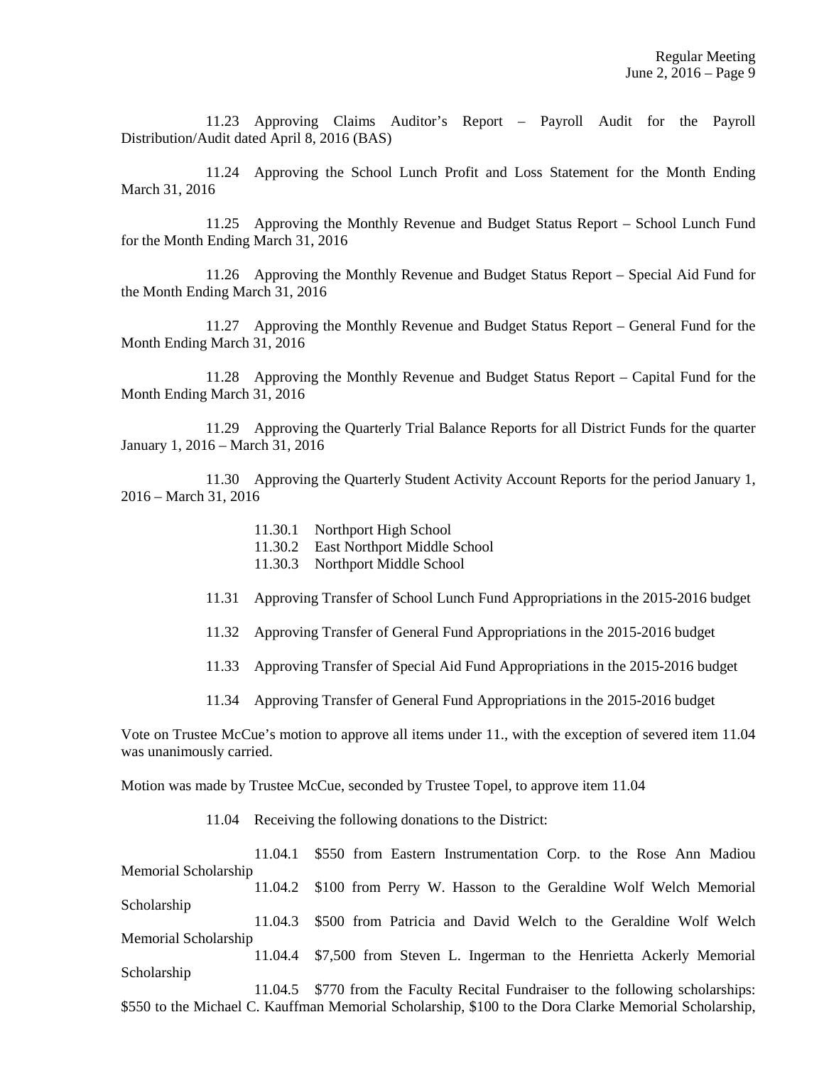11.23 Approving Claims Auditor's Report – Payroll Audit for the Payroll Distribution/Audit dated April 8, 2016 (BAS)

11.24 Approving the School Lunch Profit and Loss Statement for the Month Ending March 31, 2016

11.25 Approving the Monthly Revenue and Budget Status Report – School Lunch Fund for the Month Ending March 31, 2016

11.26 Approving the Monthly Revenue and Budget Status Report – Special Aid Fund for the Month Ending March 31, 2016

11.27 Approving the Monthly Revenue and Budget Status Report – General Fund for the Month Ending March 31, 2016

11.28 Approving the Monthly Revenue and Budget Status Report – Capital Fund for the Month Ending March 31, 2016

11.29 Approving the Quarterly Trial Balance Reports for all District Funds for the quarter January 1, 2016 – March 31, 2016

11.30 Approving the Quarterly Student Activity Account Reports for the period January 1, 2016 – March 31, 2016

- 11.30.1 Northport High School
- 11.30.2 East Northport Middle School
- 11.30.3 Northport Middle School

11.31 Approving Transfer of School Lunch Fund Appropriations in the 2015-2016 budget

11.32 Approving Transfer of General Fund Appropriations in the 2015-2016 budget

11.33 Approving Transfer of Special Aid Fund Appropriations in the 2015-2016 budget

11.34 Approving Transfer of General Fund Appropriations in the 2015-2016 budget

Vote on Trustee McCue's motion to approve all items under 11., with the exception of severed item 11.04 was unanimously carried.

Motion was made by Trustee McCue, seconded by Trustee Topel, to approve item 11.04

11.04 Receiving the following donations to the District:

11.04.1 $550 from Eastern Instrumentation Corp. to the Rose Ann Madiou Memorial Scholarship

11.04.2 $100 from Perry W. Hasson to the Geraldine Wolf Welch Memorial Scholarship

11.04.3 $500 from Patricia and David Welch to the Geraldine Wolf Welch Memorial Scholarship

11.04.4 $7,500 from Steven L. Ingerman to the Henrietta Ackerly Memorial Scholarship

11.04.5 $770 from the Faculty Recital Fundraiser to the following scholarships: $550 to the Michael C. Kauffman Memorial Scholarship, $100 to the Dora Clarke Memorial Scholarship,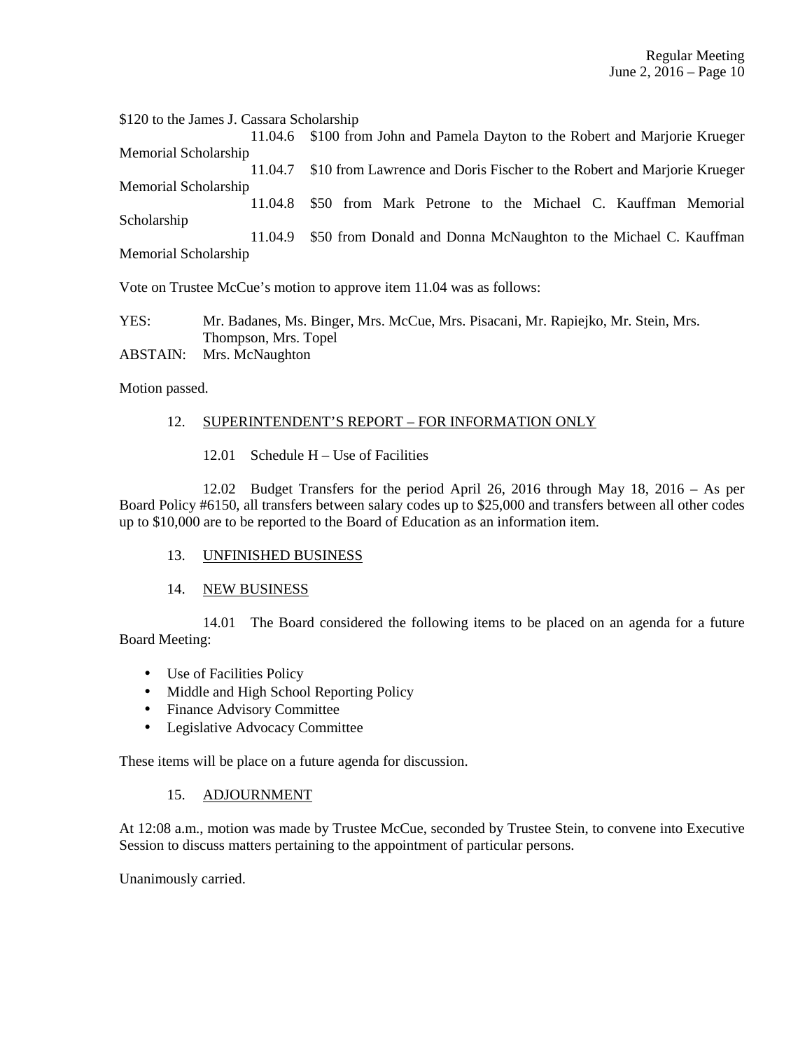$120 to the James J. Cassara Scholarship

11.04.6 $100 from John and Pamela Dayton to the Robert and Marjorie Krueger Memorial Scholarship

11.04.7 $10 from Lawrence and Doris Fischer to the Robert and Marjorie Krueger Memorial Scholarship

11.04.8 $50 from Mark Petrone to the Michael C. Kauffman Memorial Scholarship

11.04.9 $50 from Donald and Donna McNaughton to the Michael C. Kauffman Memorial Scholarship

Vote on Trustee McCue's motion to approve item 11.04 was as follows:

YES: Mr. Badanes, Ms. Binger, Mrs. McCue, Mrs. Pisacani, Mr. Rapiejko, Mr. Stein, Mrs. Thompson, Mrs. Topel

ABSTAIN: Mrs. McNaughton

Motion passed.

12. SUPERINTENDENT'S REPORT – FOR INFORMATION ONLY

12.01 Schedule H – Use of Facilities

12.02 Budget Transfers for the period April 26, 2016 through May 18, 2016 – As per Board Policy #6150, all transfers between salary codes up to $25,000 and transfers between all other codes up to $10,000 are to be reported to the Board of Education as an information item.

13. UNFINISHED BUSINESS

14. NEW BUSINESS

14.01 The Board considered the following items to be placed on an agenda for a future Board Meeting:

- Use of Facilities Policy
- Middle and High School Reporting Policy
- Finance Advisory Committee
- Legislative Advocacy Committee

These items will be place on a future agenda for discussion.

15. ADJOURNMENT

At 12:08 a.m., motion was made by Trustee McCue, seconded by Trustee Stein, to convene into Executive Session to discuss matters pertaining to the appointment of particular persons.

Unanimously carried.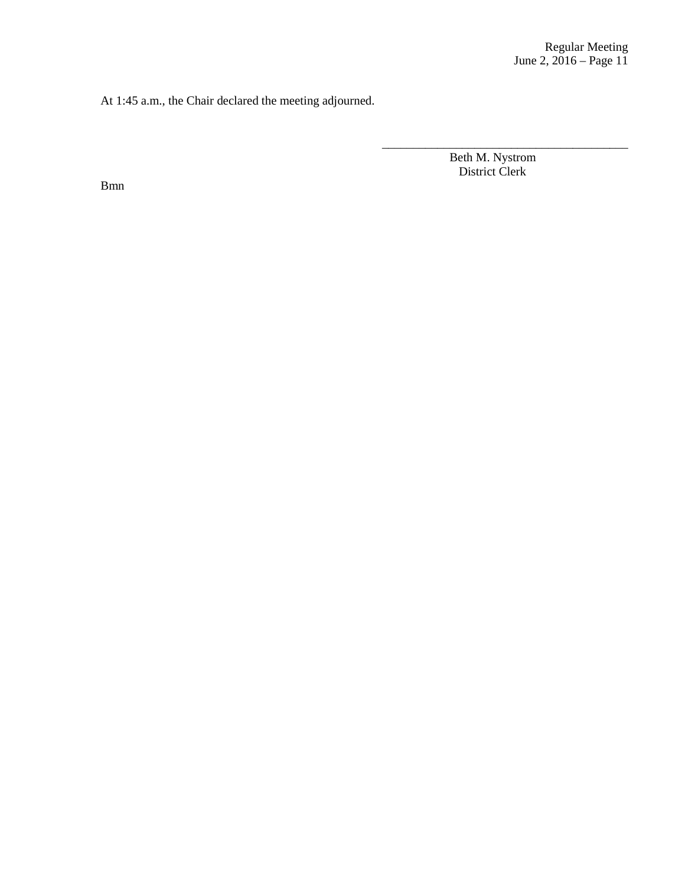At 1:45 a.m., the Chair declared the meeting adjourned.

\_\_\_\_\_\_\_\_\_\_\_\_\_\_\_\_\_\_\_\_\_\_\_\_\_\_\_\_\_\_\_\_\_\_\_\_\_\_\_\_

Beth M. Nystrom
District Clerk

Bmn